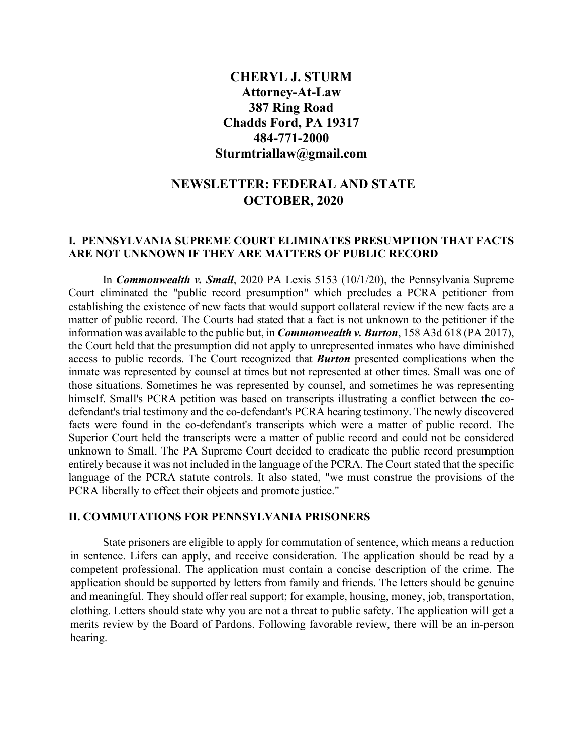# CHERYL J. STURM
## Attorney-At-Law
## 387 Ring Road
## Chadds Ford, PA 19317
## 484-771-2000
## Sturmtriallaw@gmail.com

## NEWSLETTER: FEDERAL AND STATE
## OCTOBER, 2020

### I. PENNSYLVANIA SUPREME COURT ELIMINATES PRESUMPTION THAT FACTS ARE NOT UNKNOWN IF THEY ARE MATTERS OF PUBLIC RECORD

In ***Commonwealth v. Small***, 2020 PA Lexis 5153 (10/1/20), the Pennsylvania Supreme Court eliminated the "public record presumption" which precludes a PCRA petitioner from establishing the existence of new facts that would support collateral review if the new facts are a matter of public record. The Courts had stated that a fact is not unknown to the petitioner if the information was available to the public but, in ***Commonwealth v. Burton***, 158 A3d 618 (PA 2017), the Court held that the presumption did not apply to unrepresented inmates who have diminished access to public records. The Court recognized that ***Burton*** presented complications when the inmate was represented by counsel at times but not represented at other times. Small was one of those situations. Sometimes he was represented by counsel, and sometimes he was representing himself. Small's PCRA petition was based on transcripts illustrating a conflict between the co-defendant's trial testimony and the co-defendant's PCRA hearing testimony. The newly discovered facts were found in the co-defendant's transcripts which were a matter of public record. The Superior Court held the transcripts were a matter of public record and could not be considered unknown to Small. The PA Supreme Court decided to eradicate the public record presumption entirely because it was not included in the language of the PCRA. The Court stated that the specific language of the PCRA statute controls. It also stated, "we must construe the provisions of the PCRA liberally to effect their objects and promote justice."

### II. COMMUTATIONS FOR PENNSYLVANIA PRISONERS

State prisoners are eligible to apply for commutation of sentence, which means a reduction in sentence. Lifers can apply, and receive consideration. The application should be read by a competent professional. The application must contain a concise description of the crime. The application should be supported by letters from family and friends. The letters should be genuine and meaningful. They should offer real support; for example, housing, money, job, transportation, clothing. Letters should state why you are not a threat to public safety. The application will get a merits review by the Board of Pardons. Following favorable review, there will be an in-person hearing.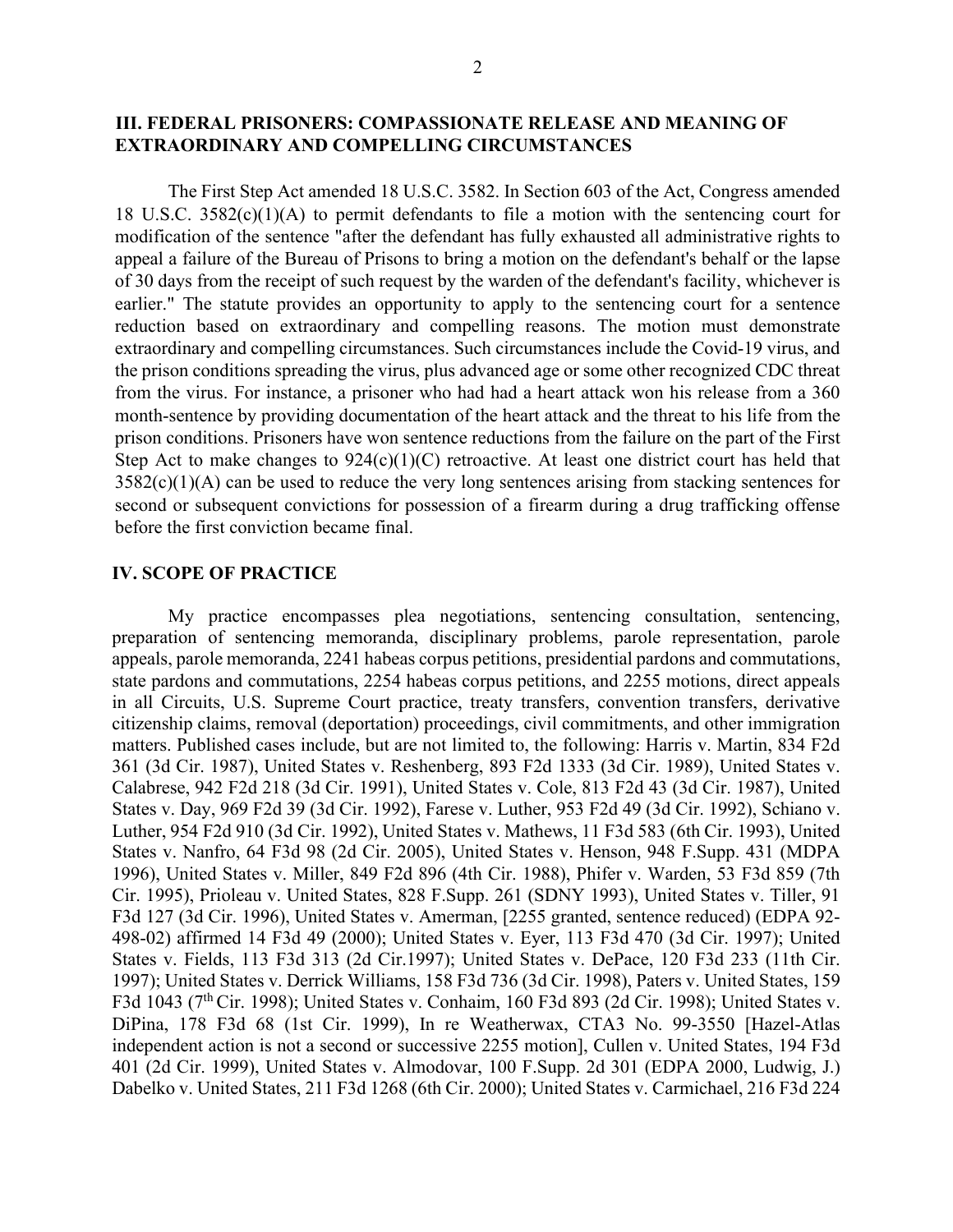## III. FEDERAL PRISONERS: COMPASSIONATE RELEASE AND MEANING OF EXTRAORDINARY AND COMPELLING CIRCUMSTANCES

The First Step Act amended 18 U.S.C. 3582. In Section 603 of the Act, Congress amended 18 U.S.C. 3582(c)(1)(A) to permit defendants to file a motion with the sentencing court for modification of the sentence "after the defendant has fully exhausted all administrative rights to appeal a failure of the Bureau of Prisons to bring a motion on the defendant's behalf or the lapse of 30 days from the receipt of such request by the warden of the defendant's facility, whichever is earlier." The statute provides an opportunity to apply to the sentencing court for a sentence reduction based on extraordinary and compelling reasons. The motion must demonstrate extraordinary and compelling circumstances. Such circumstances include the Covid-19 virus, and the prison conditions spreading the virus, plus advanced age or some other recognized CDC threat from the virus. For instance, a prisoner who had had a heart attack won his release from a 360 month-sentence by providing documentation of the heart attack and the threat to his life from the prison conditions. Prisoners have won sentence reductions from the failure on the part of the First Step Act to make changes to 924(c)(1)(C) retroactive. At least one district court has held that 3582(c)(1)(A) can be used to reduce the very long sentences arising from stacking sentences for second or subsequent convictions for possession of a firearm during a drug trafficking offense before the first conviction became final.

## IV. SCOPE OF PRACTICE

My practice encompasses plea negotiations, sentencing consultation, sentencing, preparation of sentencing memoranda, disciplinary problems, parole representation, parole appeals, parole memoranda, 2241 habeas corpus petitions, presidential pardons and commutations, state pardons and commutations, 2254 habeas corpus petitions, and 2255 motions, direct appeals in all Circuits, U.S. Supreme Court practice, treaty transfers, convention transfers, derivative citizenship claims, removal (deportation) proceedings, civil commitments, and other immigration matters. Published cases include, but are not limited to, the following: Harris v. Martin, 834 F2d 361 (3d Cir. 1987), United States v. Reshenberg, 893 F2d 1333 (3d Cir. 1989), United States v. Calabrese, 942 F2d 218 (3d Cir. 1991), United States v. Cole, 813 F2d 43 (3d Cir. 1987), United States v. Day, 969 F2d 39 (3d Cir. 1992), Farese v. Luther, 953 F2d 49 (3d Cir. 1992), Schiano v. Luther, 954 F2d 910 (3d Cir. 1992), United States v. Mathews, 11 F3d 583 (6th Cir. 1993), United States v. Nanfro, 64 F3d 98 (2d Cir. 2005), United States v. Henson, 948 F.Supp. 431 (MDPA 1996), United States v. Miller, 849 F2d 896 (4th Cir. 1988), Phifer v. Warden, 53 F3d 859 (7th Cir. 1995), Prioleau v. United States, 828 F.Supp. 261 (SDNY 1993), United States v. Tiller, 91 F3d 127 (3d Cir. 1996), United States v. Amerman, [2255 granted, sentence reduced) (EDPA 92-498-02) affirmed 14 F3d 49 (2000); United States v. Eyer, 113 F3d 470 (3d Cir. 1997); United States v. Fields, 113 F3d 313 (2d Cir.1997); United States v. DePace, 120 F3d 233 (11th Cir. 1997); United States v. Derrick Williams, 158 F3d 736 (3d Cir. 1998), Paters v. United States, 159 F3d 1043 (7th Cir. 1998); United States v. Conhaim, 160 F3d 893 (2d Cir. 1998); United States v. DiPina, 178 F3d 68 (1st Cir. 1999), In re Weatherwax, CTA3 No. 99-3550 [Hazel-Atlas independent action is not a second or successive 2255 motion], Cullen v. United States, 194 F3d 401 (2d Cir. 1999), United States v. Almodovar, 100 F.Supp. 2d 301 (EDPA 2000, Ludwig, J.) Dabelko v. United States, 211 F3d 1268 (6th Cir. 2000); United States v. Carmichael, 216 F3d 224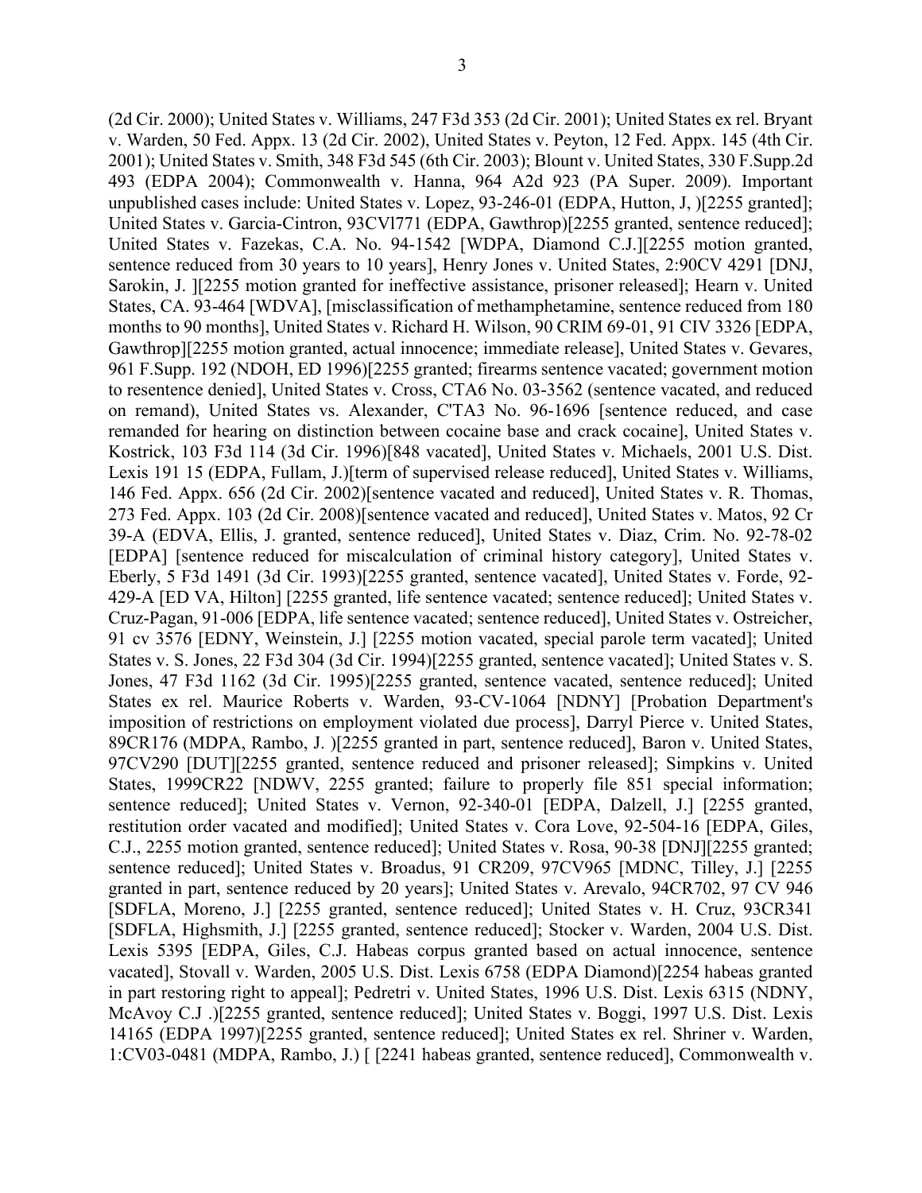(2d Cir. 2000); United States v. Williams, 247 F3d 353 (2d Cir. 2001); United States ex rel. Bryant v. Warden, 50 Fed. Appx. 13 (2d Cir. 2002), United States v. Peyton, 12 Fed. Appx. 145 (4th Cir. 2001); United States v. Smith, 348 F3d 545 (6th Cir. 2003); Blount v. United States, 330 F.Supp.2d 493 (EDPA 2004); Commonwealth v. Hanna, 964 A2d 923 (PA Super. 2009). Important unpublished cases include: United States v. Lopez, 93-246-01 (EDPA, Hutton, J, )[2255 granted]; United States v. Garcia-Cintron, 93CVl771 (EDPA, Gawthrop)[2255 granted, sentence reduced]; United States v. Fazekas, C.A. No. 94-1542 [WDPA, Diamond C.J.][2255 motion granted, sentence reduced from 30 years to 10 years], Henry Jones v. United States, 2:90CV 4291 [DNJ, Sarokin, J. ][2255 motion granted for ineffective assistance, prisoner released]; Hearn v. United States, CA. 93-464 [WDVA], [misclassification of methamphetamine, sentence reduced from 180 months to 90 months], United States v. Richard H. Wilson, 90 CRIM 69-01, 91 CIV 3326 [EDPA, Gawthrop][2255 motion granted, actual innocence; immediate release], United States v. Gevares, 961 F.Supp. 192 (NDOH, ED 1996)[2255 granted; firearms sentence vacated; government motion to resentence denied], United States v. Cross, CTA6 No. 03-3562 (sentence vacated, and reduced on remand), United States vs. Alexander, C'TA3 No. 96-1696 [sentence reduced, and case remanded for hearing on distinction between cocaine base and crack cocaine], United States v. Kostrick, 103 F3d 114 (3d Cir. 1996)[848 vacated], United States v. Michaels, 2001 U.S. Dist. Lexis 191 15 (EDPA, Fullam, J.)[term of supervised release reduced], United States v. Williams, 146 Fed. Appx. 656 (2d Cir. 2002)[sentence vacated and reduced], United States v. R. Thomas, 273 Fed. Appx. 103 (2d Cir. 2008)[sentence vacated and reduced], United States v. Matos, 92 Cr 39-A (EDVA, Ellis, J. granted, sentence reduced], United States v. Diaz, Crim. No. 92-78-02 [EDPA] [sentence reduced for miscalculation of criminal history category], United States v. Eberly, 5 F3d 1491 (3d Cir. 1993)[2255 granted, sentence vacated], United States v. Forde, 92-429-A [ED VA, Hilton] [2255 granted, life sentence vacated; sentence reduced]; United States v. Cruz-Pagan, 91-006 [EDPA, life sentence vacated; sentence reduced], United States v. Ostreicher, 91 cv 3576 [EDNY, Weinstein, J.] [2255 motion vacated, special parole term vacated]; United States v. S. Jones, 22 F3d 304 (3d Cir. 1994)[2255 granted, sentence vacated]; United States v. S. Jones, 47 F3d 1162 (3d Cir. 1995)[2255 granted, sentence vacated, sentence reduced]; United States ex rel. Maurice Roberts v. Warden, 93-CV-1064 [NDNY] [Probation Department's imposition of restrictions on employment violated due process], Darryl Pierce v. United States, 89CR176 (MDPA, Rambo, J. )[2255 granted in part, sentence reduced], Baron v. United States, 97CV290 [DUT][2255 granted, sentence reduced and prisoner released]; Simpkins v. United States, 1999CR22 [NDWV, 2255 granted; failure to properly file 851 special information; sentence reduced]; United States v. Vernon, 92-340-01 [EDPA, Dalzell, J.] [2255 granted, restitution order vacated and modified]; United States v. Cora Love, 92-504-16 [EDPA, Giles, C.J., 2255 motion granted, sentence reduced]; United States v. Rosa, 90-38 [DNJ][2255 granted; sentence reduced]; United States v. Broadus, 91 CR209, 97CV965 [MDNC, Tilley, J.] [2255 granted in part, sentence reduced by 20 years]; United States v. Arevalo, 94CR702, 97 CV 946 [SDFLA, Moreno, J.] [2255 granted, sentence reduced]; United States v. H. Cruz, 93CR341 [SDFLA, Highsmith, J.] [2255 granted, sentence reduced]; Stocker v. Warden, 2004 U.S. Dist. Lexis 5395 [EDPA, Giles, C.J. Habeas corpus granted based on actual innocence, sentence vacated], Stovall v. Warden, 2005 U.S. Dist. Lexis 6758 (EDPA Diamond)[2254 habeas granted in part restoring right to appeal]; Pedretri v. United States, 1996 U.S. Dist. Lexis 6315 (NDNY, McAvoy C.J .)[2255 granted, sentence reduced]; United States v. Boggi, 1997 U.S. Dist. Lexis 14165 (EDPA 1997)[2255 granted, sentence reduced]; United States ex rel. Shriner v. Warden, 1:CV03-0481 (MDPA, Rambo, J.) [ [2241 habeas granted, sentence reduced], Commonwealth v.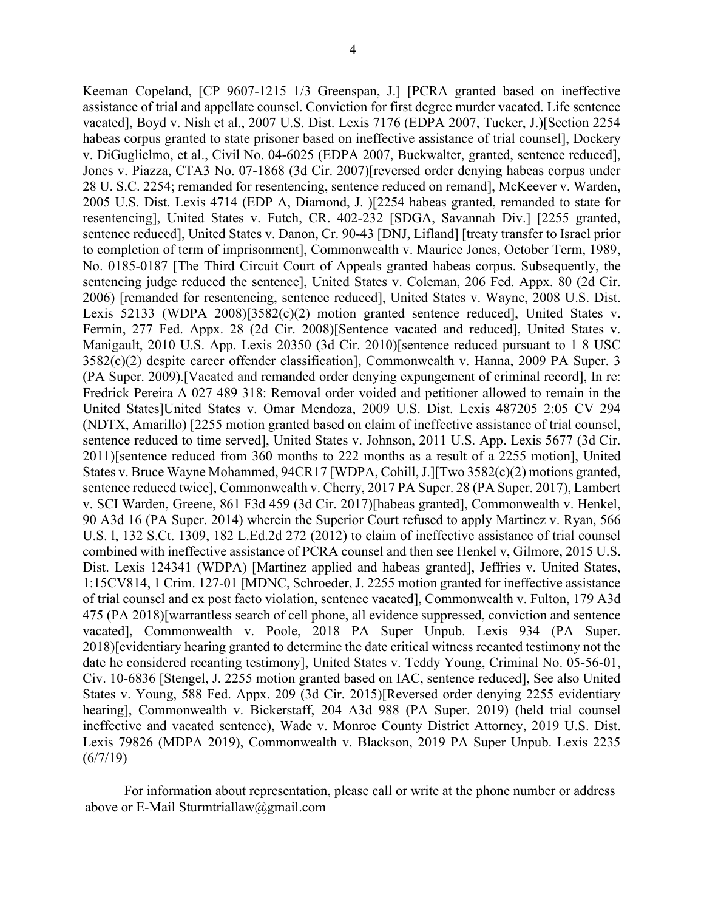Keeman Copeland, [CP 9607-1215 1/3 Greenspan, J.] [PCRA granted based on ineffective assistance of trial and appellate counsel. Conviction for first degree murder vacated. Life sentence vacated], Boyd v. Nish et al., 2007 U.S. Dist. Lexis 7176 (EDPA 2007, Tucker, J.)[Section 2254 habeas corpus granted to state prisoner based on ineffective assistance of trial counsel], Dockery v. DiGuglielmo, et al., Civil No. 04-6025 (EDPA 2007, Buckwalter, granted, sentence reduced], Jones v. Piazza, CTA3 No. 07-1868 (3d Cir. 2007)[reversed order denying habeas corpus under 28 U. S.C. 2254; remanded for resentencing, sentence reduced on remand], McKeever v. Warden, 2005 U.S. Dist. Lexis 4714 (EDP A, Diamond, J. )[2254 habeas granted, remanded to state for resentencing], United States v. Futch, CR. 402-232 [SDGA, Savannah Div.] [2255 granted, sentence reduced], United States v. Danon, Cr. 90-43 [DNJ, Lifland] [treaty transfer to Israel prior to completion of term of imprisonment], Commonwealth v. Maurice Jones, October Term, 1989, No. 0185-0187 [The Third Circuit Court of Appeals granted habeas corpus. Subsequently, the sentencing judge reduced the sentence], United States v. Coleman, 206 Fed. Appx. 80 (2d Cir. 2006) [remanded for resentencing, sentence reduced], United States v. Wayne, 2008 U.S. Dist. Lexis 52133 (WDPA 2008)[3582(c)(2) motion granted sentence reduced], United States v. Fermin, 277 Fed. Appx. 28 (2d Cir. 2008)[Sentence vacated and reduced], United States v. Manigault, 2010 U.S. App. Lexis 20350 (3d Cir. 2010)[sentence reduced pursuant to 1 8 USC 3582(c)(2) despite career offender classification], Commonwealth v. Hanna, 2009 PA Super. 3 (PA Super. 2009).[Vacated and remanded order denying expungement of criminal record], In re: Fredrick Pereira A 027 489 318: Removal order voided and petitioner allowed to remain in the United States]United States v. Omar Mendoza, 2009 U.S. Dist. Lexis 487205 2:05 CV 294 (NDTX, Amarillo) [2255 motion <u>granted</u> based on claim of ineffective assistance of trial counsel, sentence reduced to time served], United States v. Johnson, 2011 U.S. App. Lexis 5677 (3d Cir. 2011)[sentence reduced from 360 months to 222 months as a result of a 2255 motion], United States v. Bruce Wayne Mohammed, 94CR17 [WDPA, Cohill, J.][Two 3582(c)(2) motions granted, sentence reduced twice], Commonwealth v. Cherry, 2017 PA Super. 28 (PA Super. 2017), Lambert v. SCI Warden, Greene, 861 F3d 459 (3d Cir. 2017)[habeas granted], Commonwealth v. Henkel, 90 A3d 16 (PA Super. 2014) wherein the Superior Court refused to apply Martinez v. Ryan, 566 U.S. l, 132 S.Ct. 1309, 182 L.Ed.2d 272 (2012) to claim of ineffective assistance of trial counsel combined with ineffective assistance of PCRA counsel and then see Henkel v, Gilmore, 2015 U.S. Dist. Lexis 124341 (WDPA) [Martinez applied and habeas granted], Jeffries v. United States, 1:15CV814, 1 Crim. 127-01 [MDNC, Schroeder, J. 2255 motion granted for ineffective assistance of trial counsel and ex post facto violation, sentence vacated], Commonwealth v. Fulton, 179 A3d 475 (PA 2018)[warrantless search of cell phone, all evidence suppressed, conviction and sentence vacated], Commonwealth v. Poole, 2018 PA Super Unpub. Lexis 934 (PA Super. 2018)[evidentiary hearing granted to determine the date critical witness recanted testimony not the date he considered recanting testimony], United States v. Teddy Young, Criminal No. 05-56-01, Civ. 10-6836 [Stengel, J. 2255 motion granted based on IAC, sentence reduced], See also United States v. Young, 588 Fed. Appx. 209 (3d Cir. 2015)[Reversed order denying 2255 evidentiary hearing], Commonwealth v. Bickerstaff, 204 A3d 988 (PA Super. 2019) (held trial counsel ineffective and vacated sentence), Wade v. Monroe County District Attorney, 2019 U.S. Dist. Lexis 79826 (MDPA 2019), Commonwealth v. Blackson, 2019 PA Super Unpub. Lexis 2235 (6/7/19)

For information about representation, please call or write at the phone number or address above or E-Mail Sturmtriallaw@gmail.com